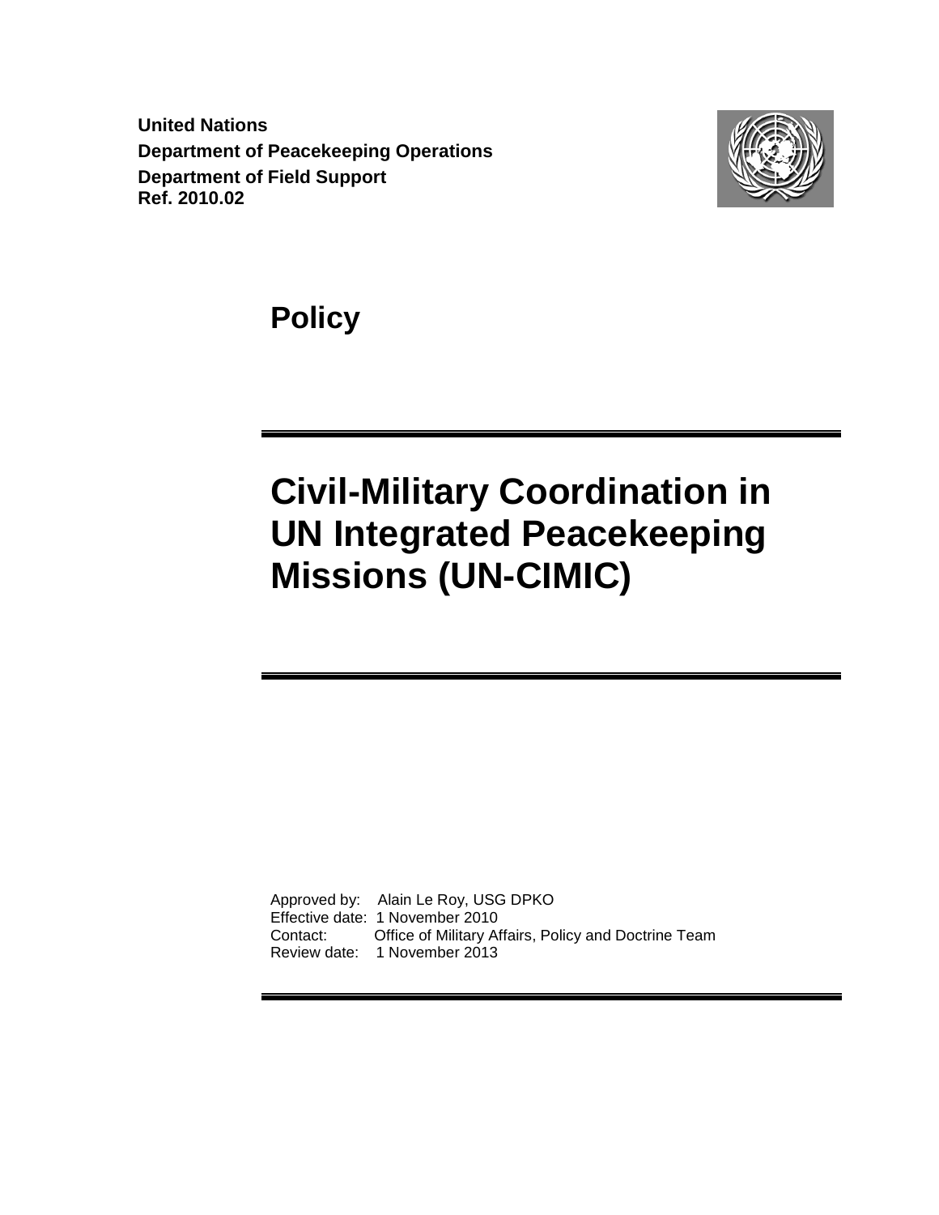**United Nations**
**Department of Peacekeeping Operations**
**Department of Field Support**
**Ref. 2010.02**

# Policy

# Civil-Military Coordination in UN Integrated Peacekeeping Missions (UN-CIMIC)

Approved by: Alain Le Roy, USG DPKO
Effective date: 1 November 2010
Contact: Office of Military Affairs, Policy and Doctrine Team
Review date: 1 November 2013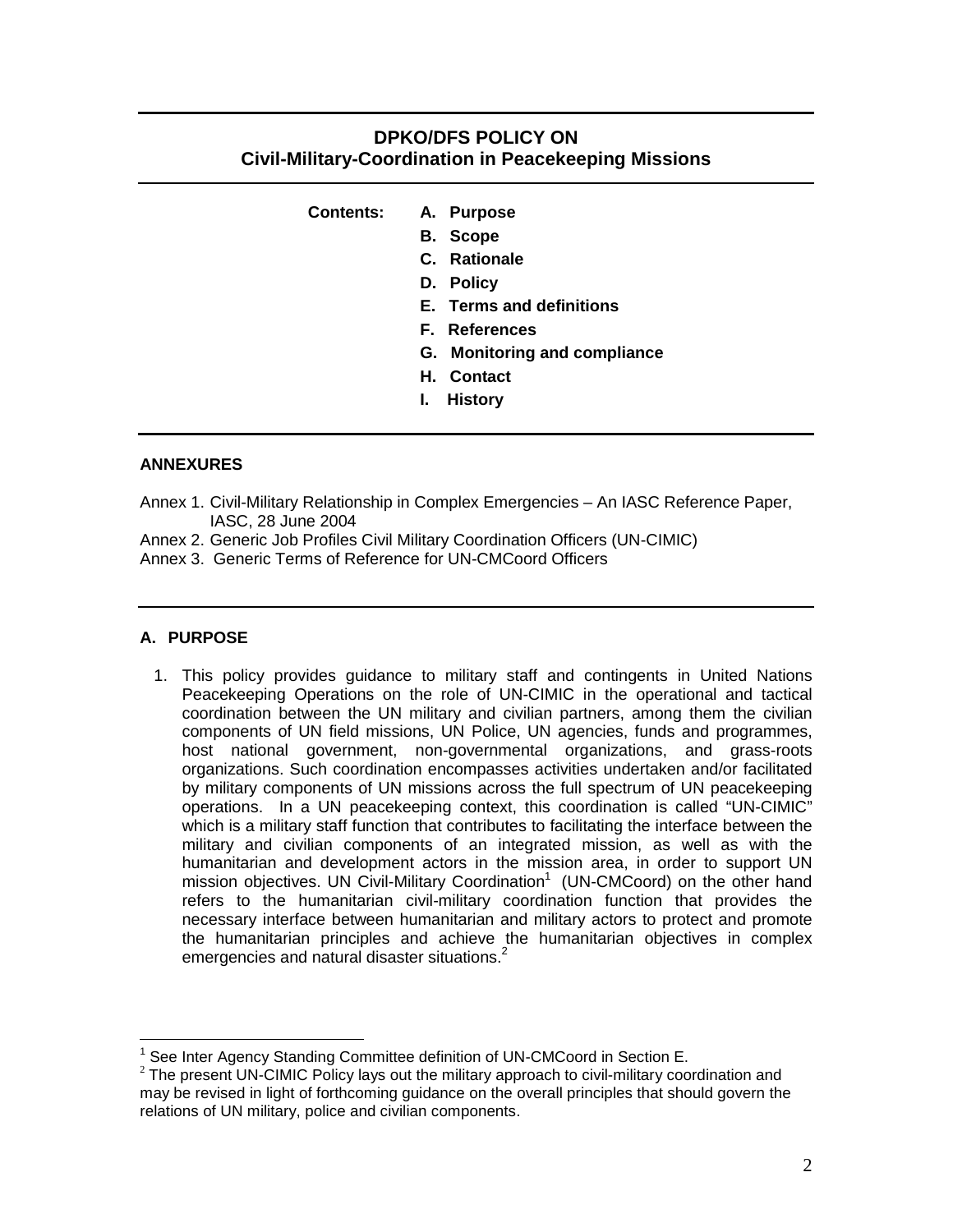## DPKO/DFS POLICY ON
## Civil-Military-Coordination in Peacekeeping Missions

**Contents:**

- **A. Purpose**
- **B. Scope**
- **C. Rationale**
- **D. Policy**
- **E. Terms and definitions**
- **F. References**
- **G. Monitoring and compliance**
- **H. Contact**
- **I. History**

**ANNEXURES**

Annex 1. Civil-Military Relationship in Complex Emergencies – An IASC Reference Paper, IASC, 28 June 2004

Annex 2. Generic Job Profiles Civil Military Coordination Officers (UN-CIMIC)

Annex 3. Generic Terms of Reference for UN-CMCoord Officers

### A. PURPOSE

1. This policy provides guidance to military staff and contingents in United Nations Peacekeeping Operations on the role of UN-CIMIC in the operational and tactical coordination between the UN military and civilian partners, among them the civilian components of UN field missions, UN Police, UN agencies, funds and programmes, host national government, non-governmental organizations, and grass-roots organizations. Such coordination encompasses activities undertaken and/or facilitated by military components of UN missions across the full spectrum of UN peacekeeping operations. In a UN peacekeeping context, this coordination is called "UN-CIMIC" which is a military staff function that contributes to facilitating the interface between the military and civilian components of an integrated mission, as well as with the humanitarian and development actors in the mission area, in order to support UN mission objectives. UN Civil-Military Coordination[1] (UN-CMCoord) on the other hand refers to the humanitarian civil-military coordination function that provides the necessary interface between humanitarian and military actors to protect and promote the humanitarian principles and achieve the humanitarian objectives in complex emergencies and natural disaster situations.[2]

---

[1] See Inter Agency Standing Committee definition of UN-CMCoord in Section E.

[2] The present UN-CIMIC Policy lays out the military approach to civil-military coordination and may be revised in light of forthcoming guidance on the overall principles that should govern the relations of UN military, police and civilian components.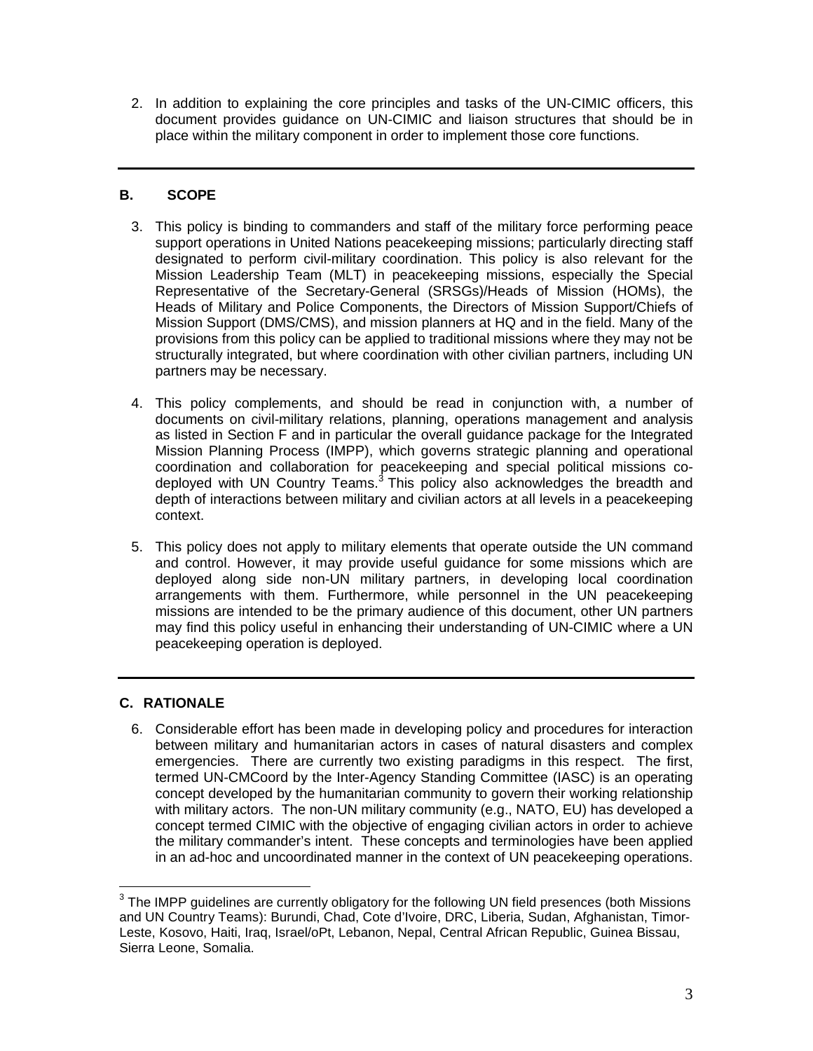2. In addition to explaining the core principles and tasks of the UN-CIMIC officers, this document provides guidance on UN-CIMIC and liaison structures that should be in place within the military component in order to implement those core functions.

---

## B. SCOPE

3. This policy is binding to commanders and staff of the military force performing peace support operations in United Nations peacekeeping missions; particularly directing staff designated to perform civil-military coordination. This policy is also relevant for the Mission Leadership Team (MLT) in peacekeeping missions, especially the Special Representative of the Secretary-General (SRSGs)/Heads of Mission (HOMs), the Heads of Military and Police Components, the Directors of Mission Support/Chiefs of Mission Support (DMS/CMS), and mission planners at HQ and in the field. Many of the provisions from this policy can be applied to traditional missions where they may not be structurally integrated, but where coordination with other civilian partners, including UN partners may be necessary.

4. This policy complements, and should be read in conjunction with, a number of documents on civil-military relations, planning, operations management and analysis as listed in Section F and in particular the overall guidance package for the Integrated Mission Planning Process (IMPP), which governs strategic planning and operational coordination and collaboration for peacekeeping and special political missions co-deployed with UN Country Teams.[3] This policy also acknowledges the breadth and depth of interactions between military and civilian actors at all levels in a peacekeeping context.

5. This policy does not apply to military elements that operate outside the UN command and control. However, it may provide useful guidance for some missions which are deployed along side non-UN military partners, in developing local coordination arrangements with them. Furthermore, while personnel in the UN peacekeeping missions are intended to be the primary audience of this document, other UN partners may find this policy useful in enhancing their understanding of UN-CIMIC where a UN peacekeeping operation is deployed.

---

## C. RATIONALE

6. Considerable effort has been made in developing policy and procedures for interaction between military and humanitarian actors in cases of natural disasters and complex emergencies. There are currently two existing paradigms in this respect. The first, termed UN-CMCoord by the Inter-Agency Standing Committee (IASC) is an operating concept developed by the humanitarian community to govern their working relationship with military actors. The non-UN military community (e.g., NATO, EU) has developed a concept termed CIMIC with the objective of engaging civilian actors in order to achieve the military commander's intent. These concepts and terminologies have been applied in an ad-hoc and uncoordinated manner in the context of UN peacekeeping operations.

---

[3] The IMPP guidelines are currently obligatory for the following UN field presences (both Missions and UN Country Teams): Burundi, Chad, Cote d'Ivoire, DRC, Liberia, Sudan, Afghanistan, Timor-Leste, Kosovo, Haiti, Iraq, Israel/oPt, Lebanon, Nepal, Central African Republic, Guinea Bissau, Sierra Leone, Somalia.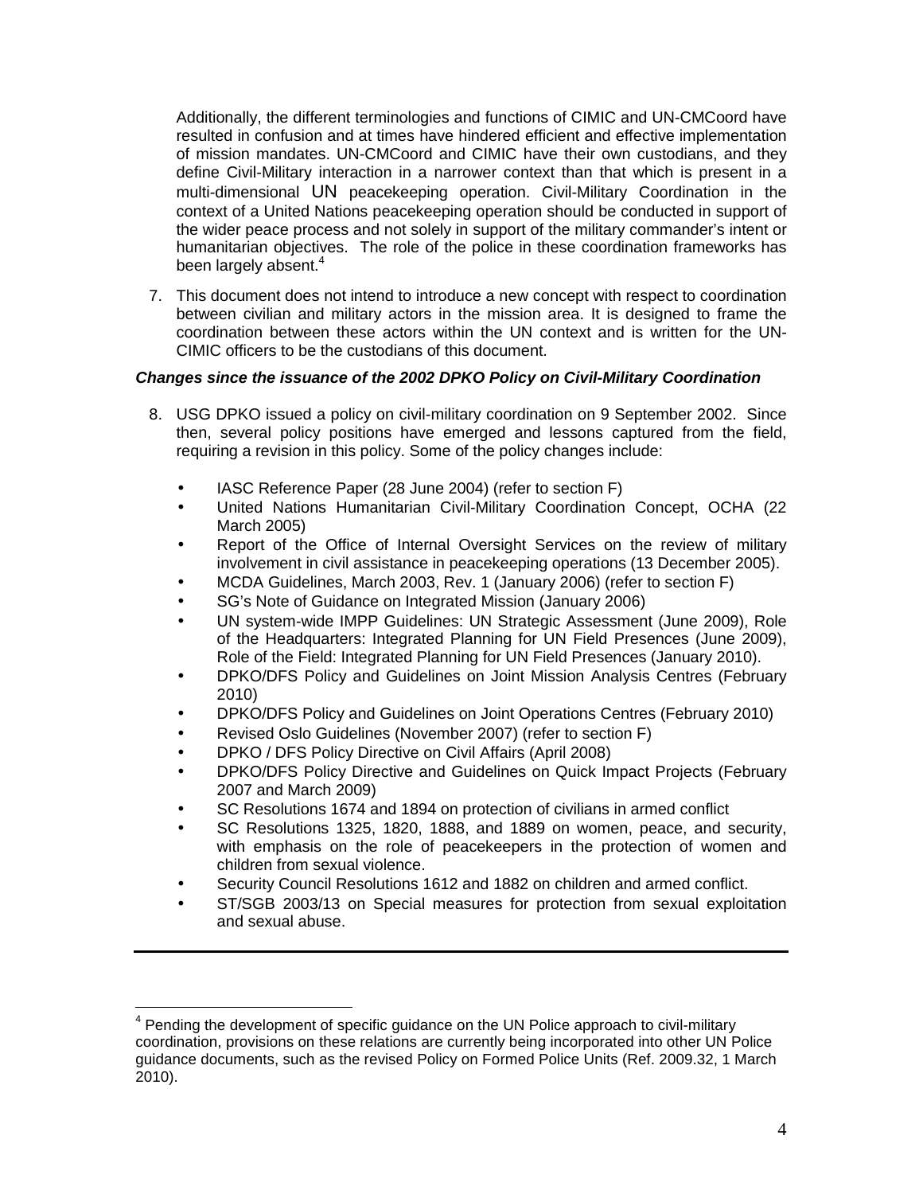Additionally, the different terminologies and functions of CIMIC and UN-CMCoord have resulted in confusion and at times have hindered efficient and effective implementation of mission mandates. UN-CMCoord and CIMIC have their own custodians, and they define Civil-Military interaction in a narrower context than that which is present in a multi-dimensional UN peacekeeping operation. Civil-Military Coordination in the context of a United Nations peacekeeping operation should be conducted in support of the wider peace process and not solely in support of the military commander's intent or humanitarian objectives. The role of the police in these coordination frameworks has been largely absent.[4]

7. This document does not intend to introduce a new concept with respect to coordination between civilian and military actors in the mission area. It is designed to frame the coordination between these actors within the UN context and is written for the UN-CIMIC officers to be the custodians of this document.

***Changes since the issuance of the 2002 DPKO Policy on Civil-Military Coordination***

8. USG DPKO issued a policy on civil-military coordination on 9 September 2002. Since then, several policy positions have emerged and lessons captured from the field, requiring a revision in this policy. Some of the policy changes include:

   - IASC Reference Paper (28 June 2004) (refer to section F)
   - United Nations Humanitarian Civil-Military Coordination Concept, OCHA (22 March 2005)
   - Report of the Office of Internal Oversight Services on the review of military involvement in civil assistance in peacekeeping operations (13 December 2005).
   - MCDA Guidelines, March 2003, Rev. 1 (January 2006) (refer to section F)
   - SG's Note of Guidance on Integrated Mission (January 2006)
   - UN system-wide IMPP Guidelines: UN Strategic Assessment (June 2009), Role of the Headquarters: Integrated Planning for UN Field Presences (June 2009), Role of the Field: Integrated Planning for UN Field Presences (January 2010).
   - DPKO/DFS Policy and Guidelines on Joint Mission Analysis Centres (February 2010)
   - DPKO/DFS Policy and Guidelines on Joint Operations Centres (February 2010)
   - Revised Oslo Guidelines (November 2007) (refer to section F)
   - DPKO / DFS Policy Directive on Civil Affairs (April 2008)
   - DPKO/DFS Policy Directive and Guidelines on Quick Impact Projects (February 2007 and March 2009)
   - SC Resolutions 1674 and 1894 on protection of civilians in armed conflict
   - SC Resolutions 1325, 1820, 1888, and 1889 on women, peace, and security, with emphasis on the role of peacekeepers in the protection of women and children from sexual violence.
   - Security Council Resolutions 1612 and 1882 on children and armed conflict.
   - ST/SGB 2003/13 on Special measures for protection from sexual exploitation and sexual abuse.

---

[4] Pending the development of specific guidance on the UN Police approach to civil-military coordination, provisions on these relations are currently being incorporated into other UN Police guidance documents, such as the revised Policy on Formed Police Units (Ref. 2009.32, 1 March 2010).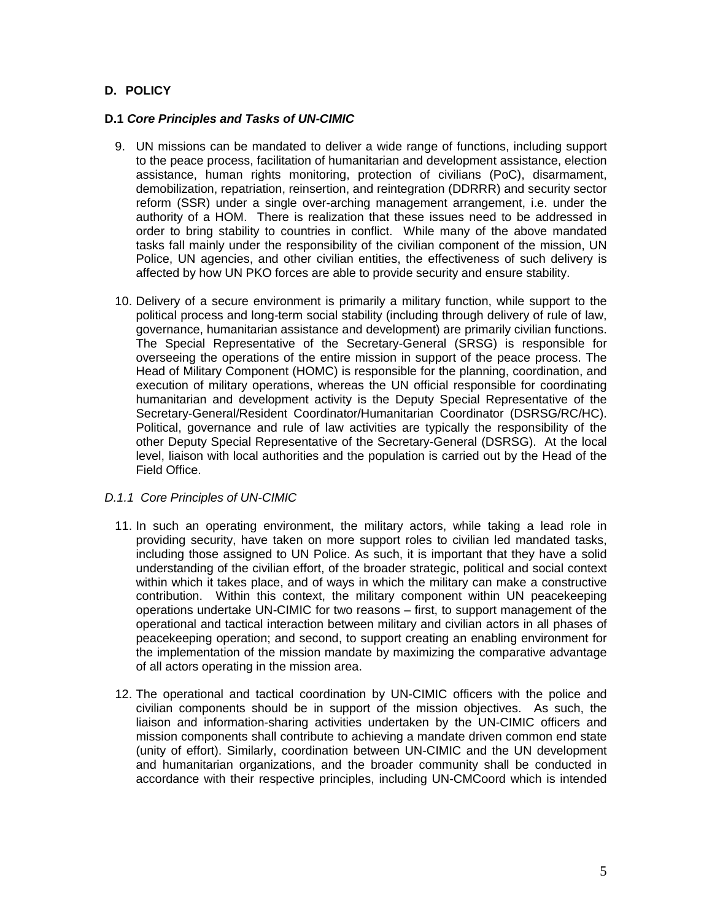## D. POLICY

### D.1 *Core Principles and Tasks of UN-CIMIC*

9. UN missions can be mandated to deliver a wide range of functions, including support to the peace process, facilitation of humanitarian and development assistance, election assistance, human rights monitoring, protection of civilians (PoC), disarmament, demobilization, repatriation, reinsertion, and reintegration (DDRRR) and security sector reform (SSR) under a single over-arching management arrangement, i.e. under the authority of a HOM. There is realization that these issues need to be addressed in order to bring stability to countries in conflict. While many of the above mandated tasks fall mainly under the responsibility of the civilian component of the mission, UN Police, UN agencies, and other civilian entities, the effectiveness of such delivery is affected by how UN PKO forces are able to provide security and ensure stability.

10. Delivery of a secure environment is primarily a military function, while support to the political process and long-term social stability (including through delivery of rule of law, governance, humanitarian assistance and development) are primarily civilian functions. The Special Representative of the Secretary-General (SRSG) is responsible for overseeing the operations of the entire mission in support of the peace process. The Head of Military Component (HOMC) is responsible for the planning, coordination, and execution of military operations, whereas the UN official responsible for coordinating humanitarian and development activity is the Deputy Special Representative of the Secretary-General/Resident Coordinator/Humanitarian Coordinator (DSRSG/RC/HC). Political, governance and rule of law activities are typically the responsibility of the other Deputy Special Representative of the Secretary-General (DSRSG). At the local level, liaison with local authorities and the population is carried out by the Head of the Field Office.

#### *D.1.1 Core Principles of UN-CIMIC*

11. In such an operating environment, the military actors, while taking a lead role in providing security, have taken on more support roles to civilian led mandated tasks, including those assigned to UN Police. As such, it is important that they have a solid understanding of the civilian effort, of the broader strategic, political and social context within which it takes place, and of ways in which the military can make a constructive contribution. Within this context, the military component within UN peacekeeping operations undertake UN-CIMIC for two reasons – first, to support management of the operational and tactical interaction between military and civilian actors in all phases of peacekeeping operation; and second, to support creating an enabling environment for the implementation of the mission mandate by maximizing the comparative advantage of all actors operating in the mission area.

12. The operational and tactical coordination by UN-CIMIC officers with the police and civilian components should be in support of the mission objectives. As such, the liaison and information-sharing activities undertaken by the UN-CIMIC officers and mission components shall contribute to achieving a mandate driven common end state (unity of effort). Similarly, coordination between UN-CIMIC and the UN development and humanitarian organizations, and the broader community shall be conducted in accordance with their respective principles, including UN-CMCoord which is intended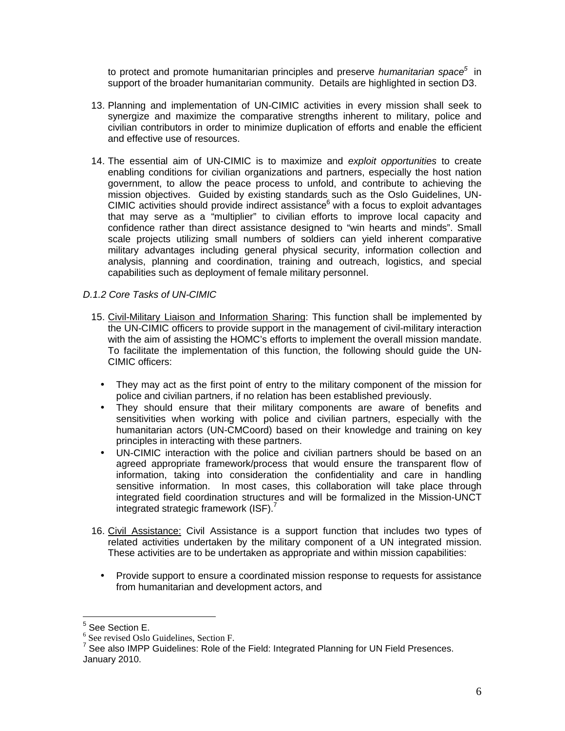to protect and promote humanitarian principles and preserve *humanitarian space*[5] in support of the broader humanitarian community. Details are highlighted in section D3.

13. Planning and implementation of UN-CIMIC activities in every mission shall seek to synergize and maximize the comparative strengths inherent to military, police and civilian contributors in order to minimize duplication of efforts and enable the efficient and effective use of resources.

14. The essential aim of UN-CIMIC is to maximize and *exploit opportunities* to create enabling conditions for civilian organizations and partners, especially the host nation government, to allow the peace process to unfold, and contribute to achieving the mission objectives. Guided by existing standards such as the Oslo Guidelines, UN-CIMIC activities should provide indirect assistance[6] with a focus to exploit advantages that may serve as a "multiplier" to civilian efforts to improve local capacity and confidence rather than direct assistance designed to "win hearts and minds". Small scale projects utilizing small numbers of soldiers can yield inherent comparative military advantages including general physical security, information collection and analysis, planning and coordination, training and outreach, logistics, and special capabilities such as deployment of female military personnel.

*D.1.2 Core Tasks of UN-CIMIC*

15. <u>Civil-Military Liaison and Information Sharing</u>: This function shall be implemented by the UN-CIMIC officers to provide support in the management of civil-military interaction with the aim of assisting the HOMC's efforts to implement the overall mission mandate. To facilitate the implementation of this function, the following should guide the UN-CIMIC officers:

    - They may act as the first point of entry to the military component of the mission for police and civilian partners, if no relation has been established previously.
    - They should ensure that their military components are aware of benefits and sensitivities when working with police and civilian partners, especially with the humanitarian actors (UN-CMCoord) based on their knowledge and training on key principles in interacting with these partners.
    - UN-CIMIC interaction with the police and civilian partners should be based on an agreed appropriate framework/process that would ensure the transparent flow of information, taking into consideration the confidentiality and care in handling sensitive information. In most cases, this collaboration will take place through integrated field coordination structures and will be formalized in the Mission-UNCT integrated strategic framework (ISF).[7]

16. <u>Civil Assistance:</u> Civil Assistance is a support function that includes two types of related activities undertaken by the military component of a UN integrated mission. These activities are to be undertaken as appropriate and within mission capabilities:

    - Provide support to ensure a coordinated mission response to requests for assistance from humanitarian and development actors, and

---

[5] See Section E.
[6] See revised Oslo Guidelines, Section F.
[7] See also IMPP Guidelines: Role of the Field: Integrated Planning for UN Field Presences. January 2010.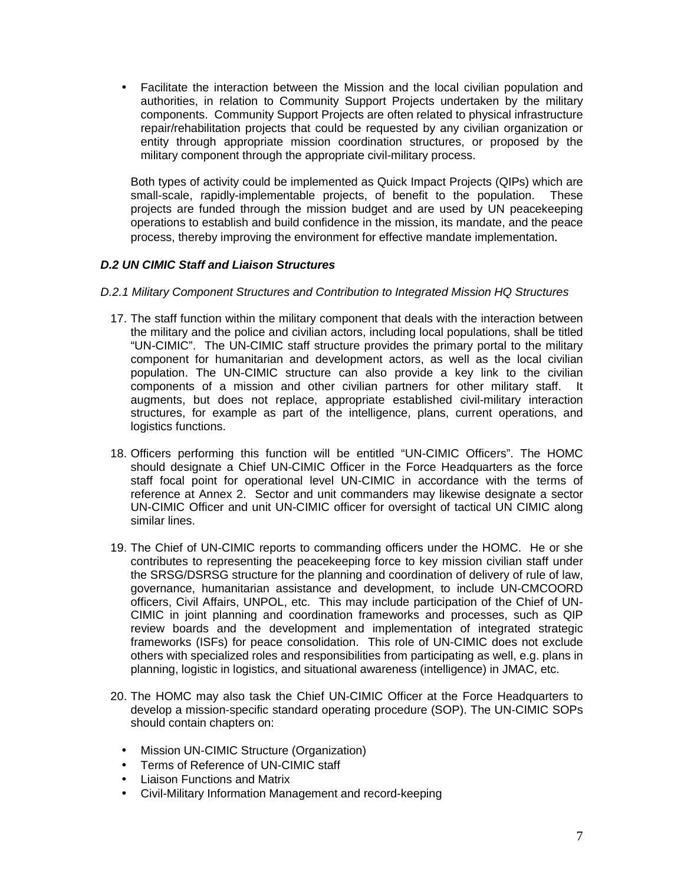- Facilitate the interaction between the Mission and the local civilian population and authorities, in relation to Community Support Projects undertaken by the military components. Community Support Projects are often related to physical infrastructure repair/rehabilitation projects that could be requested by any civilian organization or entity through appropriate mission coordination structures, or proposed by the military component through the appropriate civil-military process.

Both types of activity could be implemented as Quick Impact Projects (QIPs) which are small-scale, rapidly-implementable projects, of benefit to the population. These projects are funded through the mission budget and are used by UN peacekeeping operations to establish and build confidence in the mission, its mandate, and the peace process, thereby improving the environment for effective mandate implementation.

### *D.2 UN CIMIC Staff and Liaison Structures*

#### *D.2.1 Military Component Structures and Contribution to Integrated Mission HQ Structures*

17. The staff function within the military component that deals with the interaction between the military and the police and civilian actors, including local populations, shall be titled "UN-CIMIC". The UN-CIMIC staff structure provides the primary portal to the military component for humanitarian and development actors, as well as the local civilian population. The UN-CIMIC structure can also provide a key link to the civilian components of a mission and other civilian partners for other military staff. It augments, but does not replace, appropriate established civil-military interaction structures, for example as part of the intelligence, plans, current operations, and logistics functions.

18. Officers performing this function will be entitled "UN-CIMIC Officers". The HOMC should designate a Chief UN-CIMIC Officer in the Force Headquarters as the force staff focal point for operational level UN-CIMIC in accordance with the terms of reference at Annex 2. Sector and unit commanders may likewise designate a sector UN-CIMIC Officer and unit UN-CIMIC officer for oversight of tactical UN CIMIC along similar lines.

19. The Chief of UN-CIMIC reports to commanding officers under the HOMC. He or she contributes to representing the peacekeeping force to key mission civilian staff under the SRSG/DSRSG structure for the planning and coordination of delivery of rule of law, governance, humanitarian assistance and development, to include UN-CMCOORD officers, Civil Affairs, UNPOL, etc. This may include participation of the Chief of UN-CIMIC in joint planning and coordination frameworks and processes, such as QIP review boards and the development and implementation of integrated strategic frameworks (ISFs) for peace consolidation. This role of UN-CIMIC does not exclude others with specialized roles and responsibilities from participating as well, e.g. plans in planning, logistic in logistics, and situational awareness (intelligence) in JMAC, etc.

20. The HOMC may also task the Chief UN-CIMIC Officer at the Force Headquarters to develop a mission-specific standard operating procedure (SOP). The UN-CIMIC SOPs should contain chapters on:

    - Mission UN-CIMIC Structure (Organization)
    - Terms of Reference of UN-CIMIC staff
    - Liaison Functions and Matrix
    - Civil-Military Information Management and record-keeping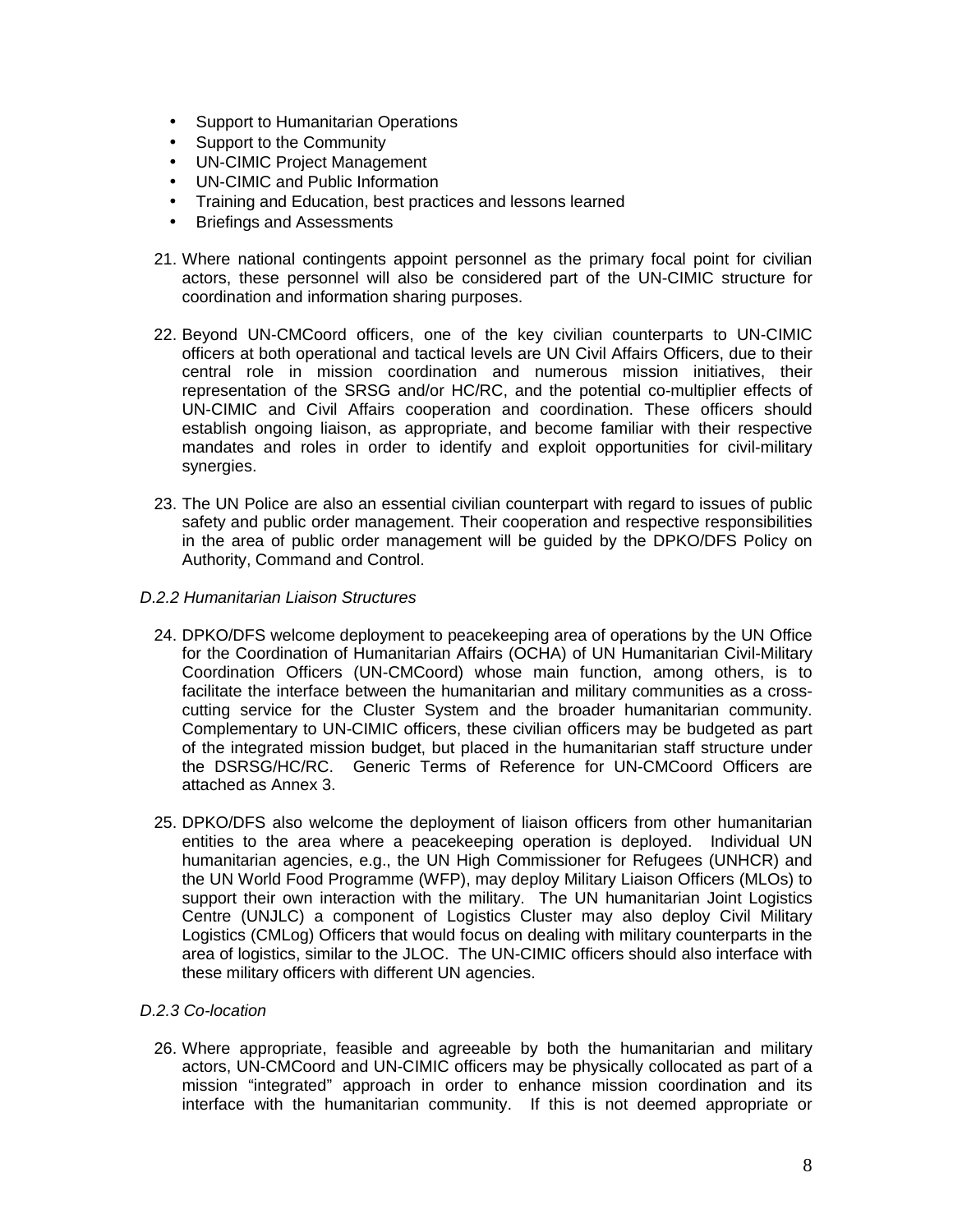- Support to Humanitarian Operations
- Support to the Community
- UN-CIMIC Project Management
- UN-CIMIC and Public Information
- Training and Education, best practices and lessons learned
- Briefings and Assessments

21. Where national contingents appoint personnel as the primary focal point for civilian actors, these personnel will also be considered part of the UN-CIMIC structure for coordination and information sharing purposes.

22. Beyond UN-CMCoord officers, one of the key civilian counterparts to UN-CIMIC officers at both operational and tactical levels are UN Civil Affairs Officers, due to their central role in mission coordination and numerous mission initiatives, their representation of the SRSG and/or HC/RC, and the potential co-multiplier effects of UN-CIMIC and Civil Affairs cooperation and coordination. These officers should establish ongoing liaison, as appropriate, and become familiar with their respective mandates and roles in order to identify and exploit opportunities for civil-military synergies.

23. The UN Police are also an essential civilian counterpart with regard to issues of public safety and public order management. Their cooperation and respective responsibilities in the area of public order management will be guided by the DPKO/DFS Policy on Authority, Command and Control.

*D.2.2 Humanitarian Liaison Structures*

24. DPKO/DFS welcome deployment to peacekeeping area of operations by the UN Office for the Coordination of Humanitarian Affairs (OCHA) of UN Humanitarian Civil-Military Coordination Officers (UN-CMCoord) whose main function, among others, is to facilitate the interface between the humanitarian and military communities as a cross-cutting service for the Cluster System and the broader humanitarian community. Complementary to UN-CIMIC officers, these civilian officers may be budgeted as part of the integrated mission budget, but placed in the humanitarian staff structure under the DSRSG/HC/RC. Generic Terms of Reference for UN-CMCoord Officers are attached as Annex 3.

25. DPKO/DFS also welcome the deployment of liaison officers from other humanitarian entities to the area where a peacekeeping operation is deployed. Individual UN humanitarian agencies, e.g., the UN High Commissioner for Refugees (UNHCR) and the UN World Food Programme (WFP), may deploy Military Liaison Officers (MLOs) to support their own interaction with the military. The UN humanitarian Joint Logistics Centre (UNJLC) a component of Logistics Cluster may also deploy Civil Military Logistics (CMLog) Officers that would focus on dealing with military counterparts in the area of logistics, similar to the JLOC. The UN-CIMIC officers should also interface with these military officers with different UN agencies.

*D.2.3 Co-location*

26. Where appropriate, feasible and agreeable by both the humanitarian and military actors, UN-CMCoord and UN-CIMIC officers may be physically collocated as part of a mission "integrated" approach in order to enhance mission coordination and its interface with the humanitarian community. If this is not deemed appropriate or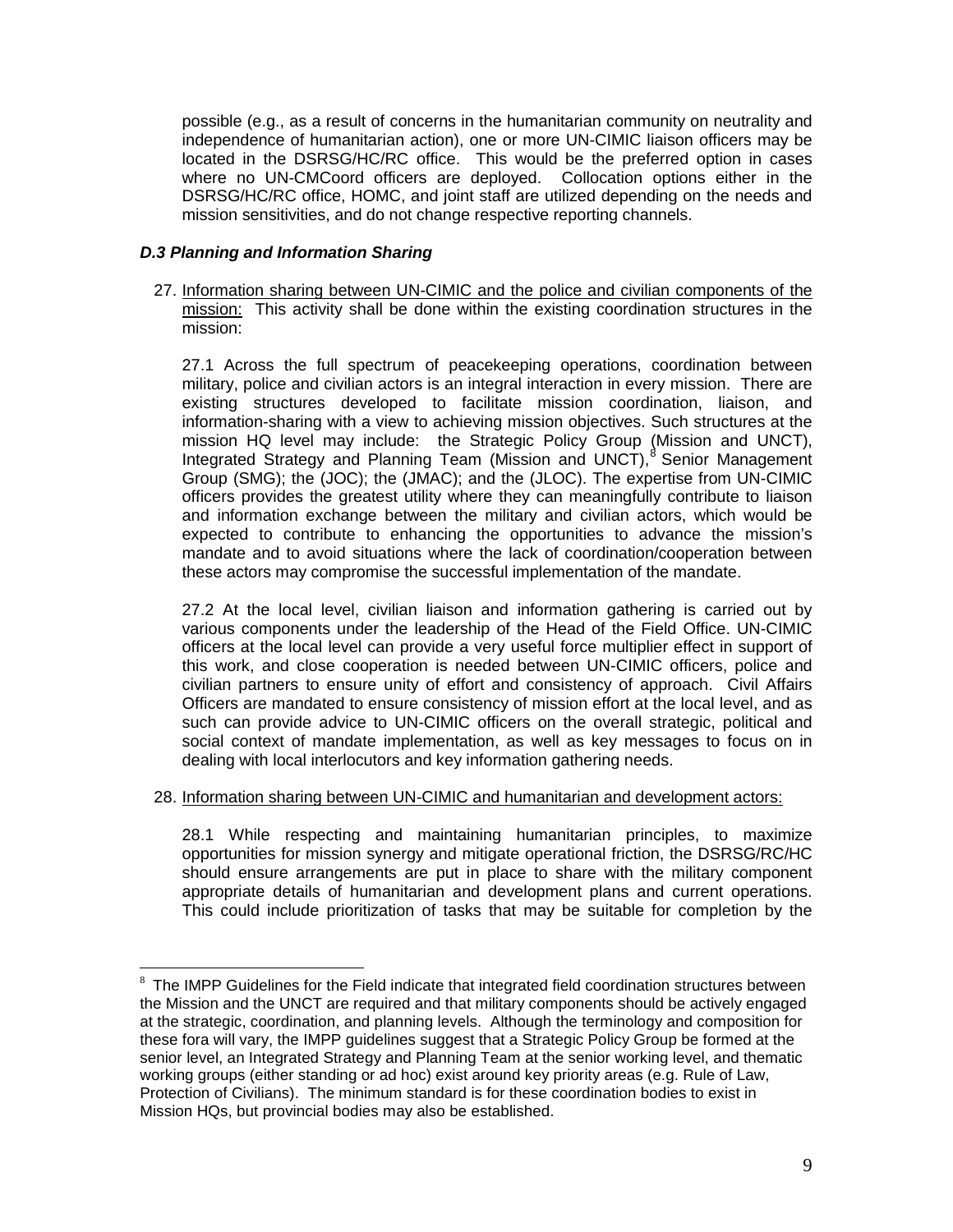possible (e.g., as a result of concerns in the humanitarian community on neutrality and independence of humanitarian action), one or more UN-CIMIC liaison officers may be located in the DSRSG/HC/RC office. This would be the preferred option in cases where no UN-CMCoord officers are deployed. Collocation options either in the DSRSG/HC/RC office, HOMC, and joint staff are utilized depending on the needs and mission sensitivities, and do not change respective reporting channels.

### *D.3 Planning and Information Sharing*

27. Information sharing between UN-CIMIC and the police and civilian components of the mission: This activity shall be done within the existing coordination structures in the mission:

    27.1 Across the full spectrum of peacekeeping operations, coordination between military, police and civilian actors is an integral interaction in every mission. There are existing structures developed to facilitate mission coordination, liaison, and information-sharing with a view to achieving mission objectives. Such structures at the mission HQ level may include: the Strategic Policy Group (Mission and UNCT), Integrated Strategy and Planning Team (Mission and UNCT),[8] Senior Management Group (SMG); the (JOC); the (JMAC); and the (JLOC). The expertise from UN-CIMIC officers provides the greatest utility where they can meaningfully contribute to liaison and information exchange between the military and civilian actors, which would be expected to contribute to enhancing the opportunities to advance the mission's mandate and to avoid situations where the lack of coordination/cooperation between these actors may compromise the successful implementation of the mandate.

    27.2 At the local level, civilian liaison and information gathering is carried out by various components under the leadership of the Head of the Field Office. UN-CIMIC officers at the local level can provide a very useful force multiplier effect in support of this work, and close cooperation is needed between UN-CIMIC officers, police and civilian partners to ensure unity of effort and consistency of approach. Civil Affairs Officers are mandated to ensure consistency of mission effort at the local level, and as such can provide advice to UN-CIMIC officers on the overall strategic, political and social context of mandate implementation, as well as key messages to focus on in dealing with local interlocutors and key information gathering needs.

28. Information sharing between UN-CIMIC and humanitarian and development actors:

    28.1 While respecting and maintaining humanitarian principles, to maximize opportunities for mission synergy and mitigate operational friction, the DSRSG/RC/HC should ensure arrangements are put in place to share with the military component appropriate details of humanitarian and development plans and current operations. This could include prioritization of tasks that may be suitable for completion by the

---

[8] The IMPP Guidelines for the Field indicate that integrated field coordination structures between the Mission and the UNCT are required and that military components should be actively engaged at the strategic, coordination, and planning levels. Although the terminology and composition for these fora will vary, the IMPP guidelines suggest that a Strategic Policy Group be formed at the senior level, an Integrated Strategy and Planning Team at the senior working level, and thematic working groups (either standing or ad hoc) exist around key priority areas (e.g. Rule of Law, Protection of Civilians). The minimum standard is for these coordination bodies to exist in Mission HQs, but provincial bodies may also be established.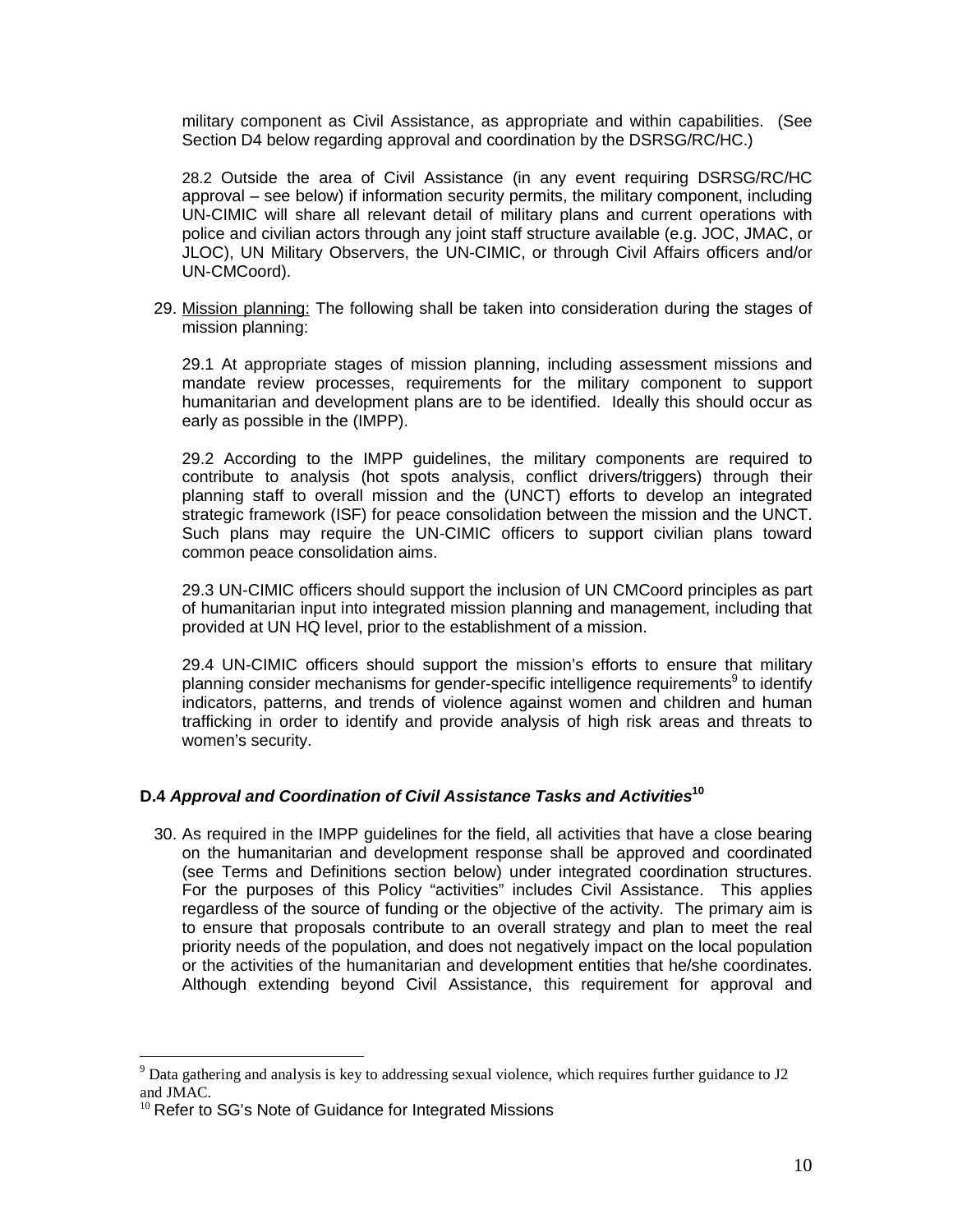military component as Civil Assistance, as appropriate and within capabilities. (See Section D4 below regarding approval and coordination by the DSRSG/RC/HC.)

28.2 Outside the area of Civil Assistance (in any event requiring DSRSG/RC/HC approval – see below) if information security permits, the military component, including UN-CIMIC will share all relevant detail of military plans and current operations with police and civilian actors through any joint staff structure available (e.g. JOC, JMAC, or JLOC), UN Military Observers, the UN-CIMIC, or through Civil Affairs officers and/or UN-CMCoord).

29. Mission planning: The following shall be taken into consideration during the stages of mission planning:

29.1 At appropriate stages of mission planning, including assessment missions and mandate review processes, requirements for the military component to support humanitarian and development plans are to be identified. Ideally this should occur as early as possible in the (IMPP).

29.2 According to the IMPP guidelines, the military components are required to contribute to analysis (hot spots analysis, conflict drivers/triggers) through their planning staff to overall mission and the (UNCT) efforts to develop an integrated strategic framework (ISF) for peace consolidation between the mission and the UNCT. Such plans may require the UN-CIMIC officers to support civilian plans toward common peace consolidation aims.

29.3 UN-CIMIC officers should support the inclusion of UN CMCoord principles as part of humanitarian input into integrated mission planning and management, including that provided at UN HQ level, prior to the establishment of a mission.

29.4 UN-CIMIC officers should support the mission's efforts to ensure that military planning consider mechanisms for gender-specific intelligence requirements[9] to identify indicators, patterns, and trends of violence against women and children and human trafficking in order to identify and provide analysis of high risk areas and threats to women's security.

### D.4 *Approval and Coordination of Civil Assistance Tasks and Activities*[10]

30. As required in the IMPP guidelines for the field, all activities that have a close bearing on the humanitarian and development response shall be approved and coordinated (see Terms and Definitions section below) under integrated coordination structures. For the purposes of this Policy "activities" includes Civil Assistance. This applies regardless of the source of funding or the objective of the activity. The primary aim is to ensure that proposals contribute to an overall strategy and plan to meet the real priority needs of the population, and does not negatively impact on the local population or the activities of the humanitarian and development entities that he/she coordinates. Although extending beyond Civil Assistance, this requirement for approval and

---

[9] Data gathering and analysis is key to addressing sexual violence, which requires further guidance to J2 and JMAC.

[10] Refer to SG's Note of Guidance for Integrated Missions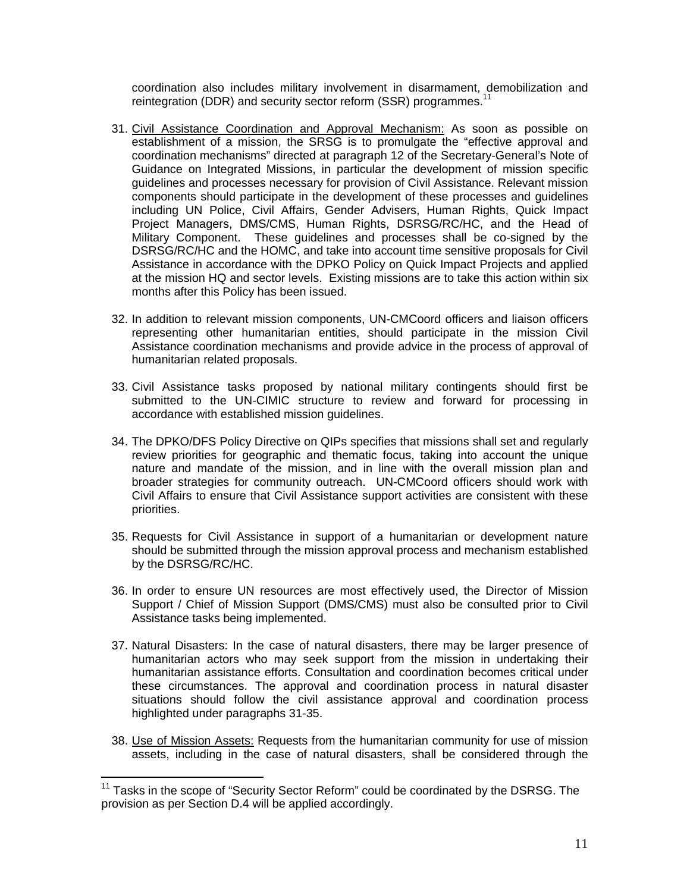coordination also includes military involvement in disarmament, demobilization and reintegration (DDR) and security sector reform (SSR) programmes.[11]

31. Civil Assistance Coordination and Approval Mechanism: As soon as possible on establishment of a mission, the SRSG is to promulgate the "effective approval and coordination mechanisms" directed at paragraph 12 of the Secretary-General's Note of Guidance on Integrated Missions, in particular the development of mission specific guidelines and processes necessary for provision of Civil Assistance. Relevant mission components should participate in the development of these processes and guidelines including UN Police, Civil Affairs, Gender Advisers, Human Rights, Quick Impact Project Managers, DMS/CMS, Human Rights, DSRSG/RC/HC, and the Head of Military Component. These guidelines and processes shall be co-signed by the DSRSG/RC/HC and the HOMC, and take into account time sensitive proposals for Civil Assistance in accordance with the DPKO Policy on Quick Impact Projects and applied at the mission HQ and sector levels. Existing missions are to take this action within six months after this Policy has been issued.

32. In addition to relevant mission components, UN-CMCoord officers and liaison officers representing other humanitarian entities, should participate in the mission Civil Assistance coordination mechanisms and provide advice in the process of approval of humanitarian related proposals.

33. Civil Assistance tasks proposed by national military contingents should first be submitted to the UN-CIMIC structure to review and forward for processing in accordance with established mission guidelines.

34. The DPKO/DFS Policy Directive on QIPs specifies that missions shall set and regularly review priorities for geographic and thematic focus, taking into account the unique nature and mandate of the mission, and in line with the overall mission plan and broader strategies for community outreach. UN-CMCoord officers should work with Civil Affairs to ensure that Civil Assistance support activities are consistent with these priorities.

35. Requests for Civil Assistance in support of a humanitarian or development nature should be submitted through the mission approval process and mechanism established by the DSRSG/RC/HC.

36. In order to ensure UN resources are most effectively used, the Director of Mission Support / Chief of Mission Support (DMS/CMS) must also be consulted prior to Civil Assistance tasks being implemented.

37. Natural Disasters: In the case of natural disasters, there may be larger presence of humanitarian actors who may seek support from the mission in undertaking their humanitarian assistance efforts. Consultation and coordination becomes critical under these circumstances. The approval and coordination process in natural disaster situations should follow the civil assistance approval and coordination process highlighted under paragraphs 31-35.

38. Use of Mission Assets: Requests from the humanitarian community for use of mission assets, including in the case of natural disasters, shall be considered through the

[11] Tasks in the scope of "Security Sector Reform" could be coordinated by the DSRSG. The provision as per Section D.4 will be applied accordingly.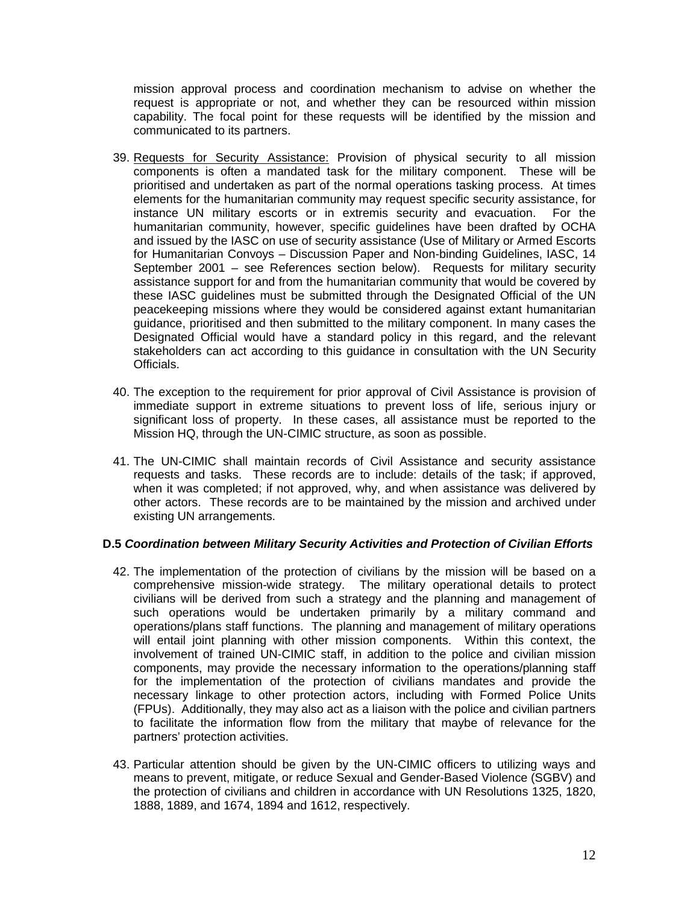mission approval process and coordination mechanism to advise on whether the request is appropriate or not, and whether they can be resourced within mission capability. The focal point for these requests will be identified by the mission and communicated to its partners.

39. Requests for Security Assistance: Provision of physical security to all mission components is often a mandated task for the military component. These will be prioritised and undertaken as part of the normal operations tasking process. At times elements for the humanitarian community may request specific security assistance, for instance UN military escorts or in extremis security and evacuation. For the humanitarian community, however, specific guidelines have been drafted by OCHA and issued by the IASC on use of security assistance (Use of Military or Armed Escorts for Humanitarian Convoys – Discussion Paper and Non-binding Guidelines, IASC, 14 September 2001 – see References section below). Requests for military security assistance support for and from the humanitarian community that would be covered by these IASC guidelines must be submitted through the Designated Official of the UN peacekeeping missions where they would be considered against extant humanitarian guidance, prioritised and then submitted to the military component. In many cases the Designated Official would have a standard policy in this regard, and the relevant stakeholders can act according to this guidance in consultation with the UN Security Officials.

40. The exception to the requirement for prior approval of Civil Assistance is provision of immediate support in extreme situations to prevent loss of life, serious injury or significant loss of property. In these cases, all assistance must be reported to the Mission HQ, through the UN-CIMIC structure, as soon as possible.

41. The UN-CIMIC shall maintain records of Civil Assistance and security assistance requests and tasks. These records are to include: details of the task; if approved, when it was completed; if not approved, why, and when assistance was delivered by other actors. These records are to be maintained by the mission and archived under existing UN arrangements.

### D.5 *Coordination between Military Security Activities and Protection of Civilian Efforts*

42. The implementation of the protection of civilians by the mission will be based on a comprehensive mission-wide strategy. The military operational details to protect civilians will be derived from such a strategy and the planning and management of such operations would be undertaken primarily by a military command and operations/plans staff functions. The planning and management of military operations will entail joint planning with other mission components. Within this context, the involvement of trained UN-CIMIC staff, in addition to the police and civilian mission components, may provide the necessary information to the operations/planning staff for the implementation of the protection of civilians mandates and provide the necessary linkage to other protection actors, including with Formed Police Units (FPUs). Additionally, they may also act as a liaison with the police and civilian partners to facilitate the information flow from the military that maybe of relevance for the partners' protection activities.

43. Particular attention should be given by the UN-CIMIC officers to utilizing ways and means to prevent, mitigate, or reduce Sexual and Gender-Based Violence (SGBV) and the protection of civilians and children in accordance with UN Resolutions 1325, 1820, 1888, 1889, and 1674, 1894 and 1612, respectively.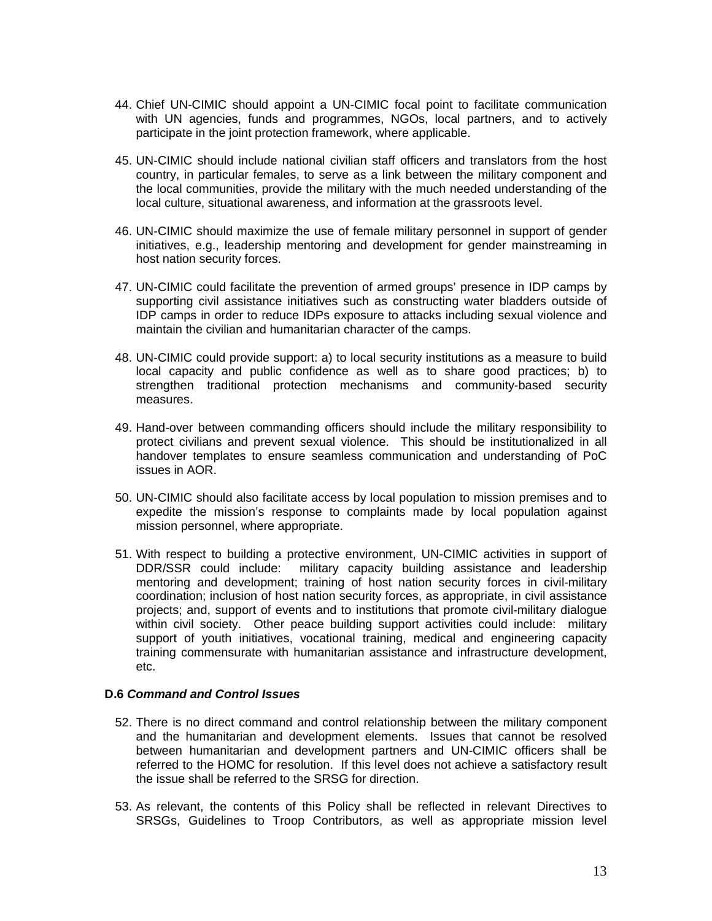44. Chief UN-CIMIC should appoint a UN-CIMIC focal point to facilitate communication with UN agencies, funds and programmes, NGOs, local partners, and to actively participate in the joint protection framework, where applicable.

45. UN-CIMIC should include national civilian staff officers and translators from the host country, in particular females, to serve as a link between the military component and the local communities, provide the military with the much needed understanding of the local culture, situational awareness, and information at the grassroots level.

46. UN-CIMIC should maximize the use of female military personnel in support of gender initiatives, e.g., leadership mentoring and development for gender mainstreaming in host nation security forces.

47. UN-CIMIC could facilitate the prevention of armed groups' presence in IDP camps by supporting civil assistance initiatives such as constructing water bladders outside of IDP camps in order to reduce IDPs exposure to attacks including sexual violence and maintain the civilian and humanitarian character of the camps.

48. UN-CIMIC could provide support: a) to local security institutions as a measure to build local capacity and public confidence as well as to share good practices; b) to strengthen traditional protection mechanisms and community-based security measures.

49. Hand-over between commanding officers should include the military responsibility to protect civilians and prevent sexual violence. This should be institutionalized in all handover templates to ensure seamless communication and understanding of PoC issues in AOR.

50. UN-CIMIC should also facilitate access by local population to mission premises and to expedite the mission's response to complaints made by local population against mission personnel, where appropriate.

51. With respect to building a protective environment, UN-CIMIC activities in support of DDR/SSR could include: military capacity building assistance and leadership mentoring and development; training of host nation security forces in civil-military coordination; inclusion of host nation security forces, as appropriate, in civil assistance projects; and, support of events and to institutions that promote civil-military dialogue within civil society. Other peace building support activities could include: military support of youth initiatives, vocational training, medical and engineering capacity training commensurate with humanitarian assistance and infrastructure development, etc.

### D.6 *Command and Control Issues*

52. There is no direct command and control relationship between the military component and the humanitarian and development elements. Issues that cannot be resolved between humanitarian and development partners and UN-CIMIC officers shall be referred to the HOMC for resolution. If this level does not achieve a satisfactory result the issue shall be referred to the SRSG for direction.

53. As relevant, the contents of this Policy shall be reflected in relevant Directives to SRSGs, Guidelines to Troop Contributors, as well as appropriate mission level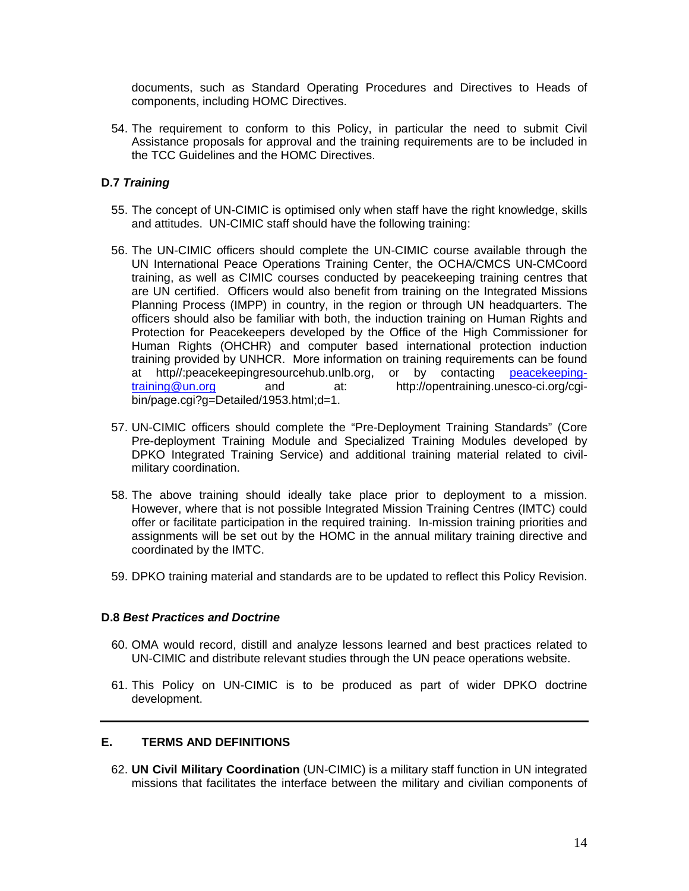documents, such as Standard Operating Procedures and Directives to Heads of components, including HOMC Directives.

54. The requirement to conform to this Policy, in particular the need to submit Civil Assistance proposals for approval and the training requirements are to be included in the TCC Guidelines and the HOMC Directives.

### D.7 *Training*

55. The concept of UN-CIMIC is optimised only when staff have the right knowledge, skills and attitudes. UN-CIMIC staff should have the following training:

56. The UN-CIMIC officers should complete the UN-CIMIC course available through the UN International Peace Operations Training Center, the OCHA/CMCS UN-CMCoord training, as well as CIMIC courses conducted by peacekeeping training centres that are UN certified. Officers would also benefit from training on the Integrated Missions Planning Process (IMPP) in country, in the region or through UN headquarters. The officers should also be familiar with both, the induction training on Human Rights and Protection for Peacekeepers developed by the Office of the High Commissioner for Human Rights (OHCHR) and computer based international protection induction training provided by UNHCR. More information on training requirements can be found at http//:peacekeepingresourcehub.unlb.org, or by contacting peacekeeping-training@un.org and at: http://opentraining.unesco-ci.org/cgi-bin/page.cgi?g=Detailed/1953.html;d=1.

57. UN-CIMIC officers should complete the "Pre-Deployment Training Standards" (Core Pre-deployment Training Module and Specialized Training Modules developed by DPKO Integrated Training Service) and additional training material related to civil-military coordination.

58. The above training should ideally take place prior to deployment to a mission. However, where that is not possible Integrated Mission Training Centres (IMTC) could offer or facilitate participation in the required training. In-mission training priorities and assignments will be set out by the HOMC in the annual military training directive and coordinated by the IMTC.

59. DPKO training material and standards are to be updated to reflect this Policy Revision.

### D.8 *Best Practices and Doctrine*

60. OMA would record, distill and analyze lessons learned and best practices related to UN-CIMIC and distribute relevant studies through the UN peace operations website.

61. This Policy on UN-CIMIC is to be produced as part of wider DPKO doctrine development.

---

## E. TERMS AND DEFINITIONS

62. **UN Civil Military Coordination** (UN-CIMIC) is a military staff function in UN integrated missions that facilitates the interface between the military and civilian components of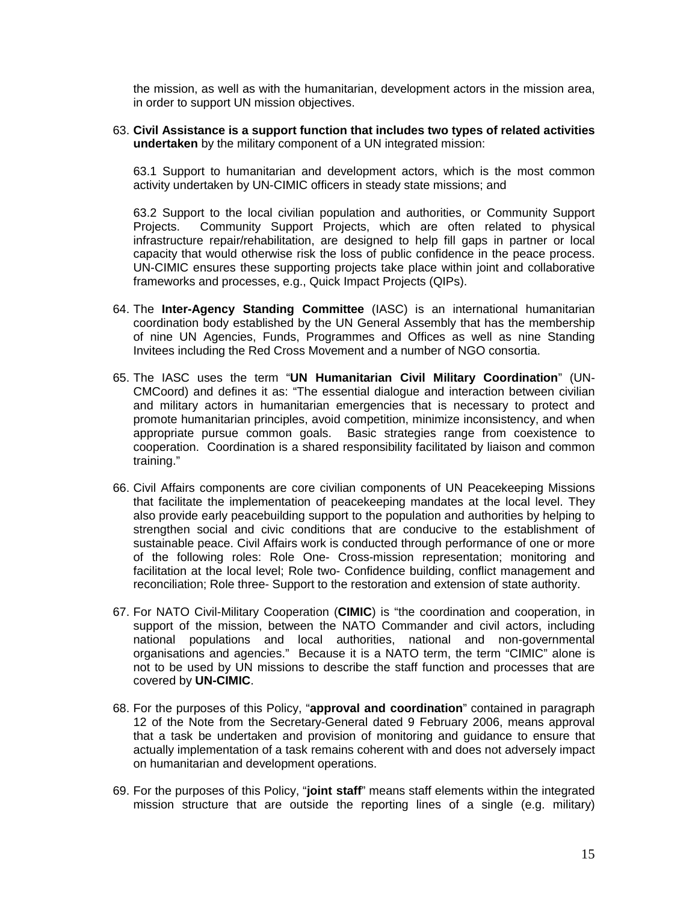the mission, as well as with the humanitarian, development actors in the mission area, in order to support UN mission objectives.

63. **Civil Assistance is a support function that includes two types of related activities undertaken** by the military component of a UN integrated mission:

    63.1 Support to humanitarian and development actors, which is the most common activity undertaken by UN-CIMIC officers in steady state missions; and

    63.2 Support to the local civilian population and authorities, or Community Support Projects. Community Support Projects, which are often related to physical infrastructure repair/rehabilitation, are designed to help fill gaps in partner or local capacity that would otherwise risk the loss of public confidence in the peace process. UN-CIMIC ensures these supporting projects take place within joint and collaborative frameworks and processes, e.g., Quick Impact Projects (QIPs).

64. The **Inter-Agency Standing Committee** (IASC) is an international humanitarian coordination body established by the UN General Assembly that has the membership of nine UN Agencies, Funds, Programmes and Offices as well as nine Standing Invitees including the Red Cross Movement and a number of NGO consortia.

65. The IASC uses the term "**UN Humanitarian Civil Military Coordination**" (UN-CMCoord) and defines it as: "The essential dialogue and interaction between civilian and military actors in humanitarian emergencies that is necessary to protect and promote humanitarian principles, avoid competition, minimize inconsistency, and when appropriate pursue common goals. Basic strategies range from coexistence to cooperation. Coordination is a shared responsibility facilitated by liaison and common training."

66. Civil Affairs components are core civilian components of UN Peacekeeping Missions that facilitate the implementation of peacekeeping mandates at the local level. They also provide early peacebuilding support to the population and authorities by helping to strengthen social and civic conditions that are conducive to the establishment of sustainable peace. Civil Affairs work is conducted through performance of one or more of the following roles: Role One- Cross-mission representation; monitoring and facilitation at the local level; Role two- Confidence building, conflict management and reconciliation; Role three- Support to the restoration and extension of state authority.

67. For NATO Civil-Military Cooperation (**CIMIC**) is "the coordination and cooperation, in support of the mission, between the NATO Commander and civil actors, including national populations and local authorities, national and non-governmental organisations and agencies." Because it is a NATO term, the term "CIMIC" alone is not to be used by UN missions to describe the staff function and processes that are covered by **UN-CIMIC**.

68. For the purposes of this Policy, "**approval and coordination**" contained in paragraph 12 of the Note from the Secretary-General dated 9 February 2006, means approval that a task be undertaken and provision of monitoring and guidance to ensure that actually implementation of a task remains coherent with and does not adversely impact on humanitarian and development operations.

69. For the purposes of this Policy, "**joint staff**" means staff elements within the integrated mission structure that are outside the reporting lines of a single (e.g. military)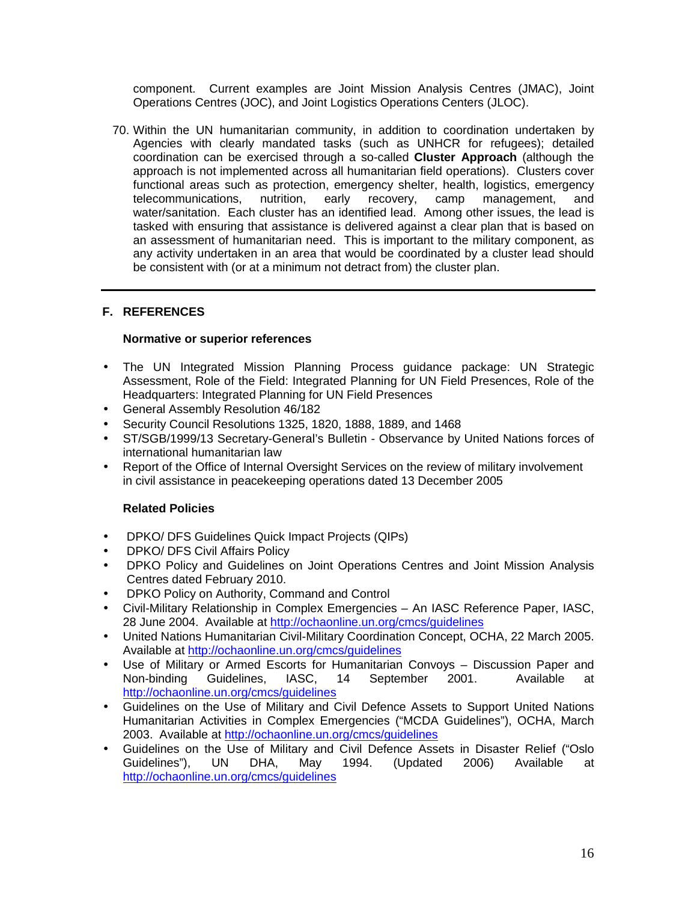component. Current examples are Joint Mission Analysis Centres (JMAC), Joint Operations Centres (JOC), and Joint Logistics Operations Centers (JLOC).

70. Within the UN humanitarian community, in addition to coordination undertaken by Agencies with clearly mandated tasks (such as UNHCR for refugees); detailed coordination can be exercised through a so-called **Cluster Approach** (although the approach is not implemented across all humanitarian field operations). Clusters cover functional areas such as protection, emergency shelter, health, logistics, emergency telecommunications, nutrition, early recovery, camp management, and water/sanitation. Each cluster has an identified lead. Among other issues, the lead is tasked with ensuring that assistance is delivered against a clear plan that is based on an assessment of humanitarian need. This is important to the military component, as any activity undertaken in an area that would be coordinated by a cluster lead should be consistent with (or at a minimum not detract from) the cluster plan.

---

## F. REFERENCES

### Normative or superior references

- The UN Integrated Mission Planning Process guidance package: UN Strategic Assessment, Role of the Field: Integrated Planning for UN Field Presences, Role of the Headquarters: Integrated Planning for UN Field Presences
- General Assembly Resolution 46/182
- Security Council Resolutions 1325, 1820, 1888, 1889, and 1468
- ST/SGB/1999/13 Secretary-General's Bulletin - Observance by United Nations forces of international humanitarian law
- Report of the Office of Internal Oversight Services on the review of military involvement in civil assistance in peacekeeping operations dated 13 December 2005

### Related Policies

- DPKO/ DFS Guidelines Quick Impact Projects (QIPs)
- DPKO/ DFS Civil Affairs Policy
- DPKO Policy and Guidelines on Joint Operations Centres and Joint Mission Analysis Centres dated February 2010.
- DPKO Policy on Authority, Command and Control
- Civil-Military Relationship in Complex Emergencies – An IASC Reference Paper, IASC, 28 June 2004. Available at http://ochaonline.un.org/cmcs/guidelines
- United Nations Humanitarian Civil-Military Coordination Concept, OCHA, 22 March 2005. Available at http://ochaonline.un.org/cmcs/guidelines
- Use of Military or Armed Escorts for Humanitarian Convoys – Discussion Paper and Non-binding Guidelines, IASC, 14 September 2001. Available at http://ochaonline.un.org/cmcs/guidelines
- Guidelines on the Use of Military and Civil Defence Assets to Support United Nations Humanitarian Activities in Complex Emergencies ("MCDA Guidelines"), OCHA, March 2003. Available at http://ochaonline.un.org/cmcs/guidelines
- Guidelines on the Use of Military and Civil Defence Assets in Disaster Relief ("Oslo Guidelines"), UN DHA, May 1994. (Updated 2006) Available at http://ochaonline.un.org/cmcs/guidelines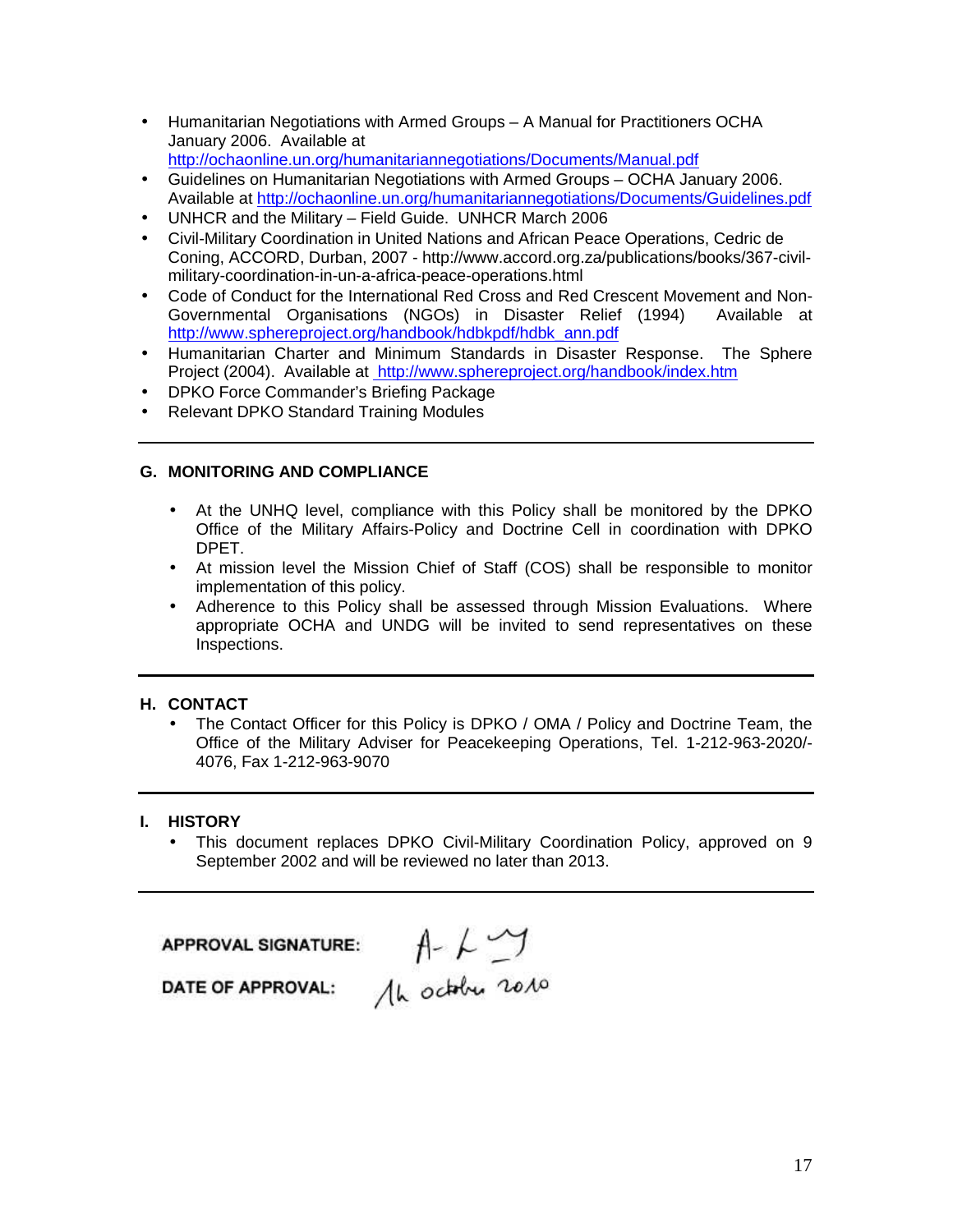- Humanitarian Negotiations with Armed Groups – A Manual for Practitioners OCHA January 2006. Available at http://ochaonline.un.org/humanitariannegotiations/Documents/Manual.pdf
- Guidelines on Humanitarian Negotiations with Armed Groups – OCHA January 2006. Available at http://ochaonline.un.org/humanitariannegotiations/Documents/Guidelines.pdf
- UNHCR and the Military – Field Guide. UNHCR March 2006
- Civil-Military Coordination in United Nations and African Peace Operations, Cedric de Coning, ACCORD, Durban, 2007 - http://www.accord.org.za/publications/books/367-civil-military-coordination-in-un-a-africa-peace-operations.html
- Code of Conduct for the International Red Cross and Red Crescent Movement and Non-Governmental Organisations (NGOs) in Disaster Relief (1994) Available at http://www.sphereproject.org/handbook/hdbkpdf/hdbk_ann.pdf
- Humanitarian Charter and Minimum Standards in Disaster Response. The Sphere Project (2004). Available at http://www.sphereproject.org/handbook/index.htm
- DPKO Force Commander's Briefing Package
- Relevant DPKO Standard Training Modules

## G. MONITORING AND COMPLIANCE

- At the UNHQ level, compliance with this Policy shall be monitored by the DPKO Office of the Military Affairs-Policy and Doctrine Cell in coordination with DPKO DPET.
- At mission level the Mission Chief of Staff (COS) shall be responsible to monitor implementation of this policy.
- Adherence to this Policy shall be assessed through Mission Evaluations. Where appropriate OCHA and UNDG will be invited to send representatives on these Inspections.

## H. CONTACT

- The Contact Officer for this Policy is DPKO / OMA / Policy and Doctrine Team, the Office of the Military Adviser for Peacekeeping Operations, Tel. 1-212-963-2020/-4076, Fax 1-212-963-9070

## I. HISTORY

- This document replaces DPKO Civil-Military Coordination Policy, approved on 9 September 2002 and will be reviewed no later than 2013.

**APPROVAL SIGNATURE:** A- L [signature]

**DATE OF APPROVAL:** 14 october 2010